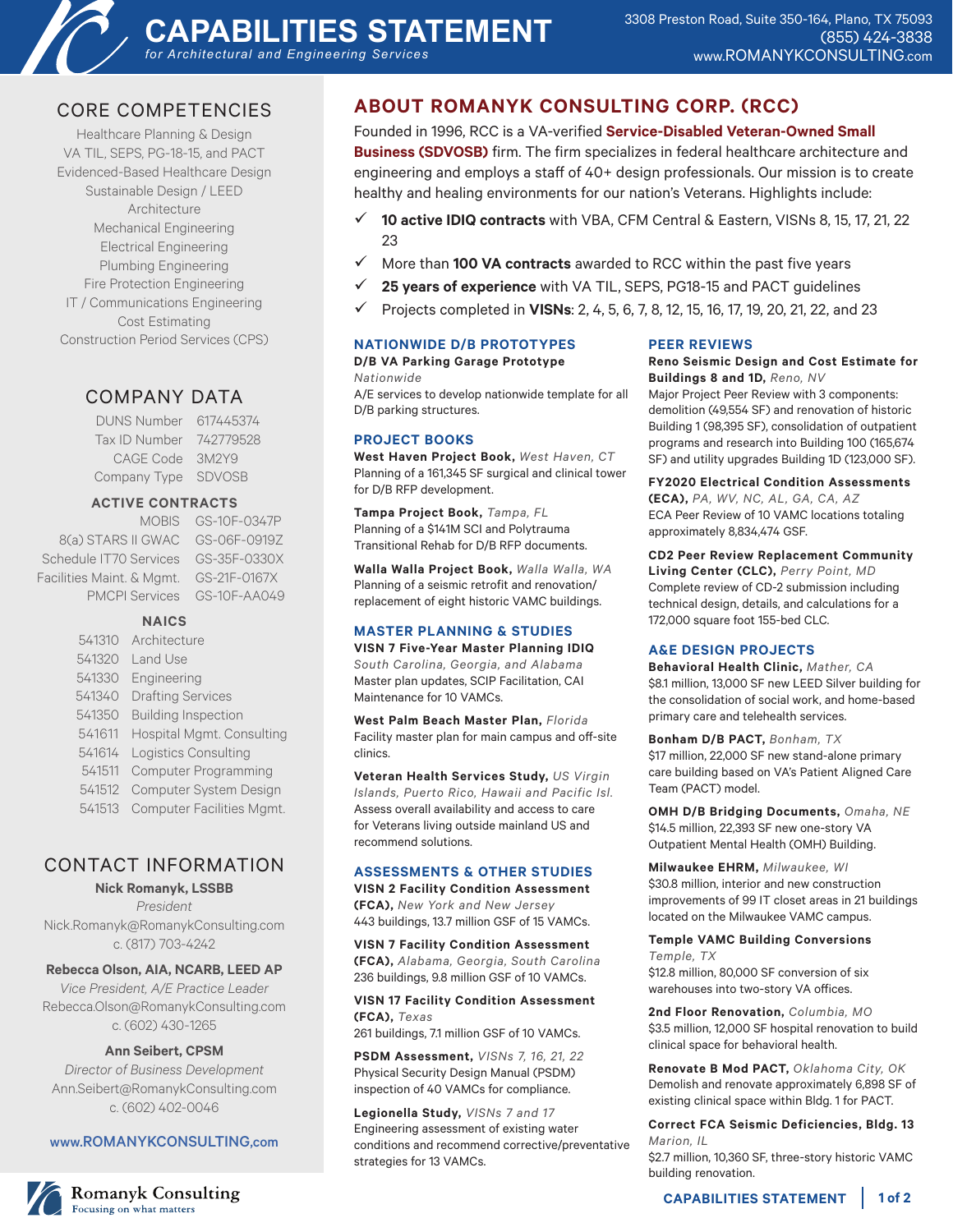# CAPABILITIES STATEMENT

*for Architectural and Engineering Services*

3308 Preston Road, Suite 350-164, Plano, TX 75093
(855) 424-3838
www.ROMANYKCONSULTING.com

## CORE COMPETENCIES

Healthcare Planning & Design
VA TIL, SEPS, PG-18-15, and PACT
Evidenced-Based Healthcare Design
Sustainable Design / LEED
Architecture
Mechanical Engineering
Electrical Engineering
Plumbing Engineering
Fire Protection Engineering
IT / Communications Engineering
Cost Estimating
Construction Period Services (CPS)

## COMPANY DATA

| | |
|---|---|
| DUNS Number | 617445374 |
| Tax ID Number | 742779528 |
| CAGE Code | 3M2Y9 |
| Company Type | SDVOSB |

### ACTIVE CONTRACTS

| | |
|---|---|
| MOBIS | GS-10F-0347P |
| 8(a) STARS II GWAC | GS-06F-0919Z |
| Schedule IT70 Services | GS-35F-0330X |
| Facilities Maint. & Mgmt. | GS-21F-0167X |
| PMCPI Services | GS-10F-AA049 |

### NAICS

| | |
|---|---|
| 541310 | Architecture |
| 541320 | Land Use |
| 541330 | Engineering |
| 541340 | Drafting Services |
| 541350 | Building Inspection |
| 541611 | Hospital Mgmt. Consulting |
| 541614 | Logistics Consulting |
| 541511 | Computer Programming |
| 541512 | Computer System Design |
| 541513 | Computer Facilities Mgmt. |

## CONTACT INFORMATION

**Nick Romanyk, LSSBB**
*President*
Nick.Romanyk@RomanykConsulting.com
c. (817) 703-4242

**Rebecca Olson, AIA, NCARB, LEED AP**
*Vice President, A/E Practice Leader*
Rebecca.Olson@RomanykConsulting.com
c. (602) 430-1265

**Ann Seibert, CPSM**
*Director of Business Development*
Ann.Seibert@RomanykConsulting.com
c. (602) 402-0046

www.ROMANYKCONSULTING,com

Romanyk Consulting
Focusing on what matters

## ABOUT ROMANYK CONSULTING CORP. (RCC)

Founded in 1996, RCC is a VA-verified **Service-Disabled Veteran-Owned Small Business (SDVOSB)** firm. The firm specializes in federal healthcare architecture and engineering and employs a staff of 40+ design professionals. Our mission is to create healthy and healing environments for our nation's Veterans. Highlights include:

- ✓ **10 active IDIQ contracts** with VBA, CFM Central & Eastern, VISNs 8, 15, 17, 21, 22 23
- ✓ More than **100 VA contracts** awarded to RCC within the past five years
- ✓ **25 years of experience** with VA TIL, SEPS, PG18-15 and PACT guidelines
- ✓ Projects completed in **VISNs**: 2, 4, 5, 6, 7, 8, 12, 15, 16, 17, 19, 20, 21, 22, and 23

### NATIONWIDE D/B PROTOTYPES

**D/B VA Parking Garage Prototype**
*Nationwide*
A/E services to develop nationwide template for all D/B parking structures.

### PROJECT BOOKS

**West Haven Project Book,** *West Haven, CT*
Planning of a 161,345 SF surgical and clinical tower for D/B RFP development.

**Tampa Project Book,** *Tampa, FL*
Planning of a $141M SCI and Polytrauma Transitional Rehab for D/B RFP documents.

**Walla Walla Project Book,** *Walla Walla, WA*
Planning of a seismic retrofit and renovation/replacement of eight historic VAMC buildings.

### MASTER PLANNING & STUDIES

**VISN 7 Five-Year Master Planning IDIQ**
*South Carolina, Georgia, and Alabama*
Master plan updates, SCIP Facilitation, CAI Maintenance for 10 VAMCs.

**West Palm Beach Master Plan,** *Florida*
Facility master plan for main campus and off-site clinics.

**Veteran Health Services Study,** *US Virgin Islands, Puerto Rico, Hawaii and Pacific Isl.*
Assess overall availability and access to care for Veterans living outside mainland US and recommend solutions.

### ASSESSMENTS & OTHER STUDIES

**VISN 2 Facility Condition Assessment (FCA),** *New York and New Jersey*
443 buildings, 13.7 million GSF of 15 VAMCs.

**VISN 7 Facility Condition Assessment (FCA),** *Alabama, Georgia, South Carolina*
236 buildings, 9.8 million GSF of 10 VAMCs.

**VISN 17 Facility Condition Assessment (FCA),** *Texas*
261 buildings, 7.1 million GSF of 10 VAMCs.

**PSDM Assessment,** *VISNs 7, 16, 21, 22*
Physical Security Design Manual (PSDM) inspection of 40 VAMCs for compliance.

**Legionella Study,** *VISNs 7 and 17*
Engineering assessment of existing water conditions and recommend corrective/preventative strategies for 13 VAMCs.

### PEER REVIEWS

**Reno Seismic Design and Cost Estimate for Buildings 8 and 1D,** *Reno, NV*
Major Project Peer Review with 3 components: demolition (49,554 SF) and renovation of historic Building 1 (98,395 SF), consolidation of outpatient programs and research into Building 100 (165,674 SF) and utility upgrades Building 1D (123,000 SF).

**FY2020 Electrical Condition Assessments (ECA),** *PA, WV, NC, AL, GA, CA, AZ*
ECA Peer Review of 10 VAMC locations totaling approximately 8,834,474 GSF.

**CD2 Peer Review Replacement Community Living Center (CLC),** *Perry Point, MD*
Complete review of CD-2 submission including technical design, details, and calculations for a 172,000 square foot 155-bed CLC.

### A&E DESIGN PROJECTS

**Behavioral Health Clinic,** *Mather, CA*
$8.1 million, 13,000 SF new LEED Silver building for the consolidation of social work, and home-based primary care and telehealth services.

**Bonham D/B PACT,** *Bonham, TX*
$17 million, 22,000 SF new stand-alone primary care building based on VA's Patient Aligned Care Team (PACT) model.

**OMH D/B Bridging Documents,** *Omaha, NE*
$14.5 million, 22,393 SF new one-story VA Outpatient Mental Health (OMH) Building.

**Milwaukee EHRM,** *Milwaukee, WI*
$30.8 million, interior and new construction improvements of 99 IT closet areas in 21 buildings located on the Milwaukee VAMC campus.

**Temple VAMC Building Conversions**
*Temple, TX*
$12.8 million, 80,000 SF conversion of six warehouses into two-story VA offices.

**2nd Floor Renovation,** *Columbia, MO*
$3.5 million, 12,000 SF hospital renovation to build clinical space for behavioral health.

**Renovate B Mod PACT,** *Oklahoma City, OK*
Demolish and renovate approximately 6,898 SF of existing clinical space within Bldg. 1 for PACT.

**Correct FCA Seismic Deficiencies, Bldg. 13**
*Marion, IL*
$2.7 million, 10,360 SF, three-story historic VAMC building renovation.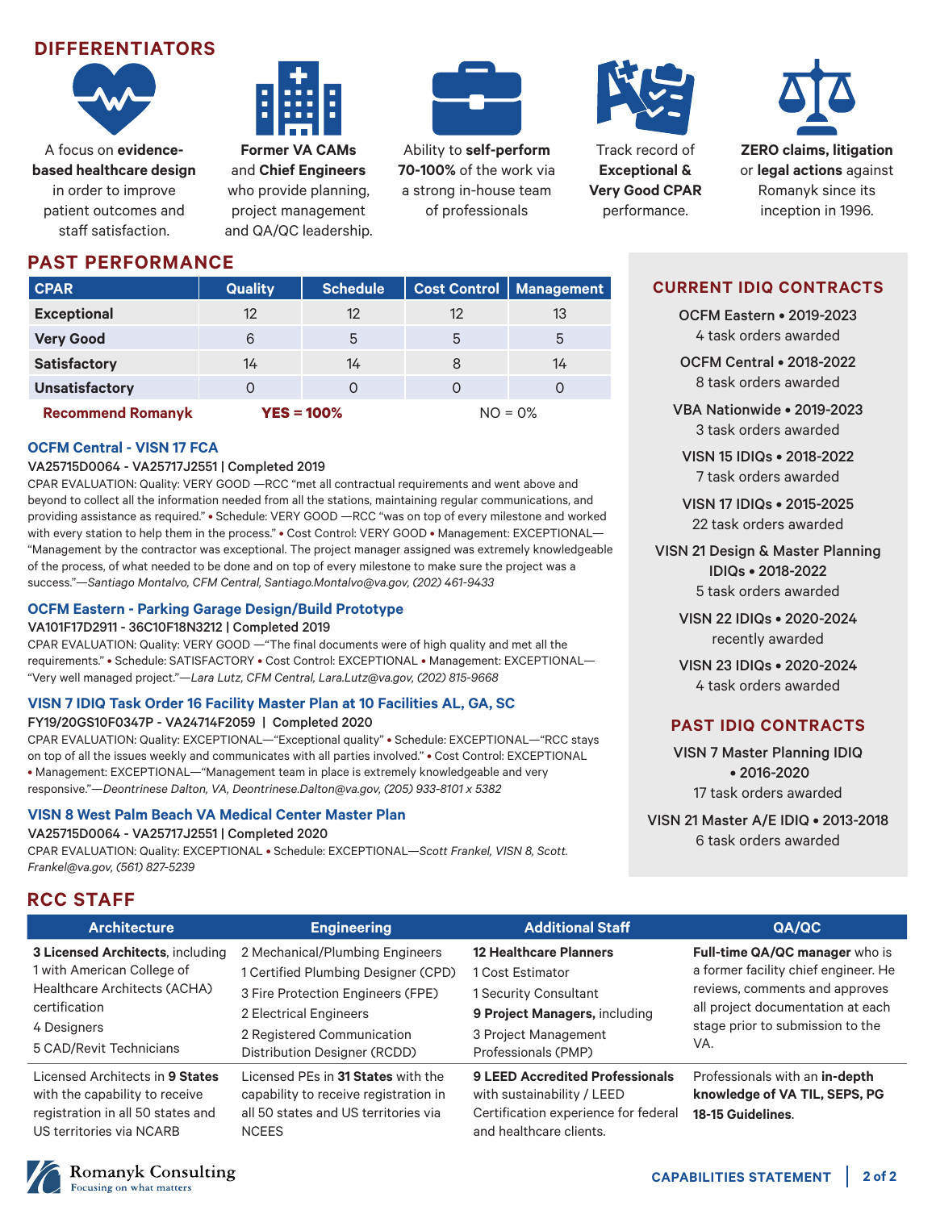## DIFFERENTIATORS

A focus on **evidence-based healthcare design** in order to improve patient outcomes and staff satisfaction.

**Former VA CAMs** and **Chief Engineers** who provide planning, project management and QA/QC leadership.

Ability to **self-perform 70-100%** of the work via a strong in-house team of professionals

Track record of **Exceptional & Very Good CPAR** performance.

**ZERO claims, litigation** or **legal actions** against Romanyk since its inception in 1996.

## PAST PERFORMANCE

| CPAR | Quality | Schedule | Cost Control | Management |
|---|---|---|---|---|
| **Exceptional** | 12 | 12 | 12 | 13 |
| **Very Good** | 6 | 5 | 5 | 5 |
| **Satisfactory** | 14 | 14 | 8 | 14 |
| **Unsatisfactory** | 0 | 0 | 0 | 0 |
| **Recommend Romanyk** | **YES = 100%** | | NO = 0% | |

### OCFM Central - VISN 17 FCA

**VA25715D0064 - VA25717J2551 | Completed 2019**

CPAR EVALUATION: Quality: VERY GOOD —RCC "met all contractual requirements and went above and beyond to collect all the information needed from all the stations, maintaining regular communications, and providing assistance as required." • Schedule: VERY GOOD —RCC "was on top of every milestone and worked with every station to help them in the process." • Cost Control: VERY GOOD • Management: EXCEPTIONAL—"Management by the contractor was exceptional. The project manager assigned was extremely knowledgeable of the process, of what needed to be done and on top of every milestone to make sure the project was a success."—*Santiago Montalvo, CFM Central, Santiago.Montalvo@va.gov, (202) 461-9433*

### OCFM Eastern - Parking Garage Design/Build Prototype

**VA101F17D2911 - 36C10F18N3212 | Completed 2019**

CPAR EVALUATION: Quality: VERY GOOD —"The final documents were of high quality and met all the requirements." • Schedule: SATISFACTORY • Cost Control: EXCEPTIONAL • Management: EXCEPTIONAL—"Very well managed project."—*Lara Lutz, CFM Central, Lara.Lutz@va.gov, (202) 815-9668*

### VISN 7 IDIQ Task Order 16 Facility Master Plan at 10 Facilities AL, GA, SC

**FY19/20GS10F0347P - VA24714F2059 | Completed 2020**

CPAR EVALUATION: Quality: EXCEPTIONAL—"Exceptional quality" • Schedule: EXCEPTIONAL—"RCC stays on top of all the issues weekly and communicates with all parties involved." • Cost Control: EXCEPTIONAL • Management: EXCEPTIONAL—"Management team in place is extremely knowledgeable and very responsive."—*Deontrinese Dalton, VA, Deontrinese.Dalton@va.gov, (205) 933-8101 x 5382*

### VISN 8 West Palm Beach VA Medical Center Master Plan

**VA25715D0064 - VA25717J2551 | Completed 2020**

CPAR EVALUATION: Quality: EXCEPTIONAL • Schedule: EXCEPTIONAL—*Scott Frankel, VISN 8, Scott.Frankel@va.gov, (561) 827-5239*

## CURRENT IDIQ CONTRACTS

**OCFM Eastern • 2019-2023**
4 task orders awarded

**OCFM Central • 2018-2022**
8 task orders awarded

**VBA Nationwide • 2019-2023**
3 task orders awarded

**VISN 15 IDIQs • 2018-2022**
7 task orders awarded

**VISN 17 IDIQs • 2015-2025**
22 task orders awarded

**VISN 21 Design & Master Planning IDIQs • 2018-2022**
5 task orders awarded

**VISN 22 IDIQs • 2020-2024**
recently awarded

**VISN 23 IDIQs • 2020-2024**
4 task orders awarded

## PAST IDIQ CONTRACTS

**VISN 7 Master Planning IDIQ • 2016-2020**
17 task orders awarded

**VISN 21 Master A/E IDIQ • 2013-2018**
6 task orders awarded

## RCC STAFF

| Architecture | Engineering | Additional Staff | QA/QC |
|---|---|---|---|
| **3 Licensed Architects**, including 1 with American College of Healthcare Architects (ACHA) certification<br>4 Designers<br>5 CAD/Revit Technicians | 2 Mechanical/Plumbing Engineers<br>1 Certified Plumbing Designer (CPD)<br>3 Fire Protection Engineers (FPE)<br>2 Electrical Engineers<br>2 Registered Communication Distribution Designer (RCDD) | **12 Healthcare Planners**<br>1 Cost Estimator<br>1 Security Consultant<br>**9 Project Managers,** including 3 Project Management Professionals (PMP) | **Full-time QA/QC manager** who is a former facility chief engineer. He reviews, comments and approves all project documentation at each stage prior to submission to the VA. |
| Licensed Architects in **9 States** with the capability to receive registration in all 50 states and US territories via NCARB | Licensed PEs in **31 States** with the capability to receive registration in all 50 states and US territories via NCEES | **9 LEED Accredited Professionals** with sustainability / LEED Certification experience for federal and healthcare clients. | Professionals with an **in-depth knowledge of VA TIL, SEPS, PG 18-15 Guidelines**. |

Romanyk Consulting
Focusing on what matters

CAPABILITIES STATEMENT